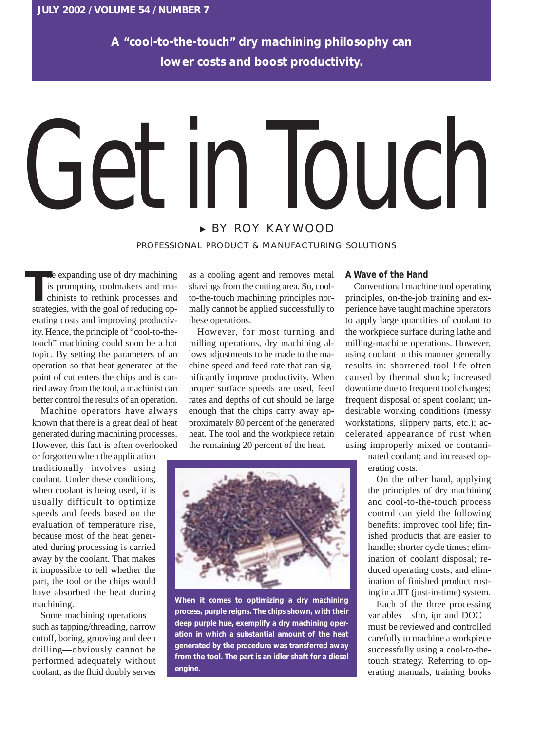A "cool-to-the-touch" dry machining philosophy can lower costs and boost productivity.

# Get in Touch

BY ROY KAYWOOD

PROFESSIONAL PRODUCT & MANUFACTURING SOLUTIONS

The expanding use of dry machining is prompting toolmakers and machinists to rethink processes and strategies, with the goal of reducing operating costs and improving productivity. Hence, the principle of "cool-to-the-touch" machining could soon be a hot topic. By setting the parameters of an operation so that heat generated at the point of cut enters the chips and is carried away from the tool, a machinist can better control the results of an operation.

Machine operators have always known that there is a great deal of heat generated during machining processes. However, this fact is often overlooked or forgotten when the application traditionally involves using coolant. Under these conditions, when coolant is being used, it is usually difficult to optimize speeds and feeds based on the evaluation of temperature rise, because most of the heat generated during processing is carried away by the coolant. That makes it impossible to tell whether the part, the tool or the chips would have absorbed the heat during machining.

Some machining operations—such as tapping/threading, narrow cutoff, boring, grooving and deep drilling—obviously cannot be performed adequately without coolant, as the fluid doubly serves as a cooling agent and removes metal shavings from the cutting area. So, cool-to-the-touch machining principles normally cannot be applied successfully to these operations.

However, for most turning and milling operations, dry machining allows adjustments to be made to the machine speed and feed rate that can significantly improve productivity. When proper surface speeds are used, feed rates and depths of cut should be large enough that the chips carry away approximately 80 percent of the generated heat. The tool and the workpiece retain the remaining 20 percent of the heat.

When it comes to optimizing a dry machining process, purple reigns. The chips shown, with their deep purple hue, exemplify a dry machining operation in which a substantial amount of the heat generated by the procedure was transferred away from the tool. The part is an idler shaft for a diesel engine.

## A Wave of the Hand

Conventional machine tool operating principles, on-the-job training and experience have taught machine operators to apply large quantities of coolant to the workpiece surface during lathe and milling-machine operations. However, using coolant in this manner generally results in: shortened tool life often caused by thermal shock; increased downtime due to frequent tool changes; frequent disposal of spent coolant; undesirable working conditions (messy workstations, slippery parts, etc.); accelerated appearance of rust when using improperly mixed or contaminated coolant; and increased operating costs.

On the other hand, applying the principles of dry machining and cool-to-the-touch process control can yield the following benefits: improved tool life; finished products that are easier to handle; shorter cycle times; elimination of coolant disposal; reduced operating costs; and elimination of finished product rusting in a JIT (just-in-time) system.

Each of the three processing variables—sfm, ipr and DOC—must be reviewed and controlled carefully to machine a workpiece successfully using a cool-to-the-touch strategy. Referring to operating manuals, training books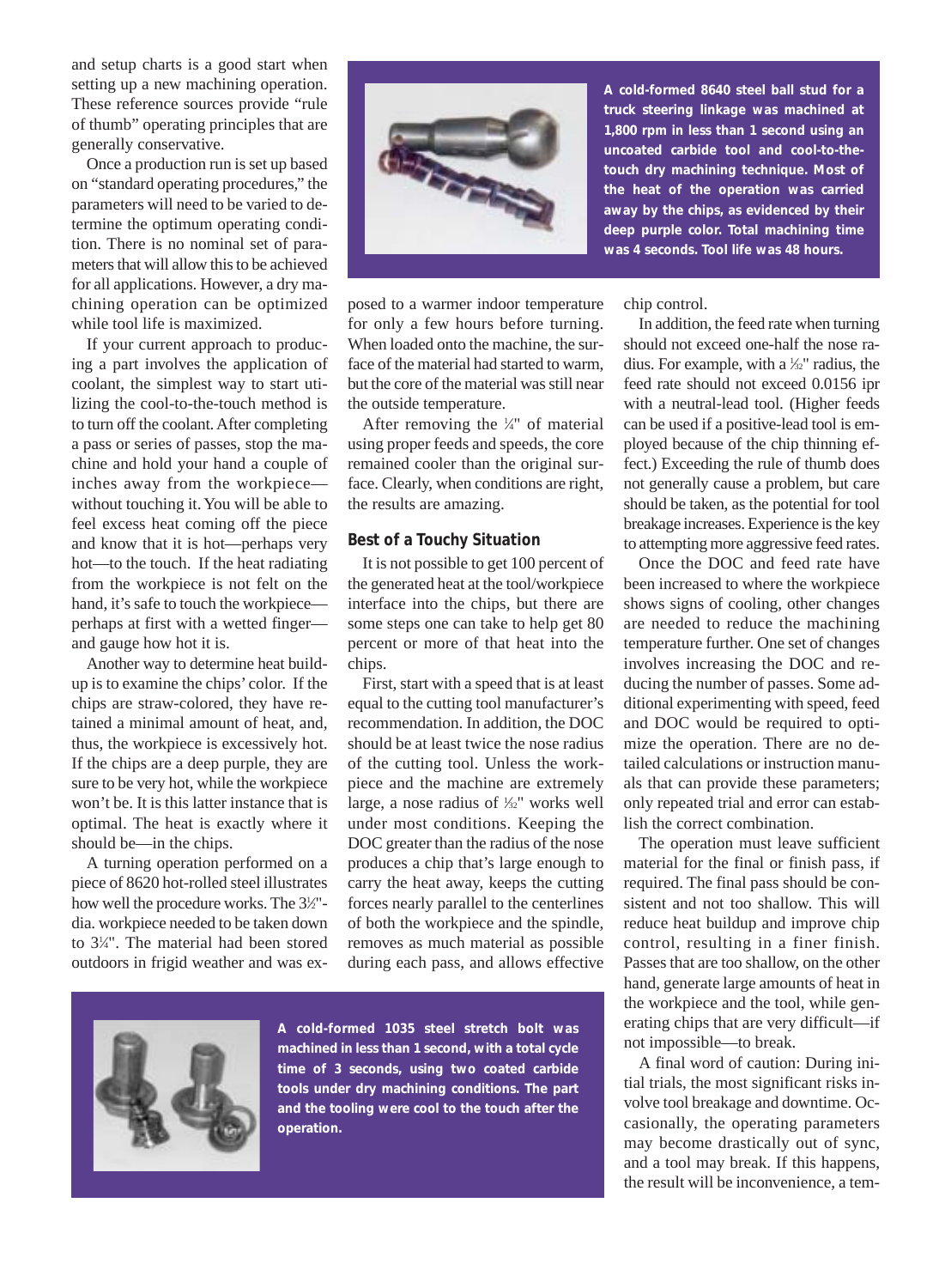and setup charts is a good start when setting up a new machining operation. These reference sources provide "rule of thumb" operating principles that are generally conservative.

Once a production run is set up based on "standard operating procedures," the parameters will need to be varied to determine the optimum operating condition. There is no nominal set of parameters that will allow this to be achieved for all applications. However, a dry machining operation can be optimized while tool life is maximized.

If your current approach to producing a part involves the application of coolant, the simplest way to start utilizing the cool-to-the-touch method is to turn off the coolant. After completing a pass or series of passes, stop the machine and hold your hand a couple of inches away from the workpiece—without touching it. You will be able to feel excess heat coming off the piece and know that it is hot—perhaps very hot—to the touch. If the heat radiating from the workpiece is not felt on the hand, it's safe to touch the workpiece—perhaps at first with a wetted finger—and gauge how hot it is.

Another way to determine heat buildup is to examine the chips' color. If the chips are straw-colored, they have retained a minimal amount of heat, and, thus, the workpiece is excessively hot. If the chips are a deep purple, they are sure to be very hot, while the workpiece won't be. It is this latter instance that is optimal. The heat is exactly where it should be—in the chips.

A turning operation performed on a piece of 8620 hot-rolled steel illustrates how well the procedure works. The 3½"-dia. workpiece needed to be taken down to 3¼". The material had been stored outdoors in frigid weather and was exposed to a warmer indoor temperature for only a few hours before turning. When loaded onto the machine, the surface of the material had started to warm, but the core of the material was still near the outside temperature.

After removing the ¼" of material using proper feeds and speeds, the core remained cooler than the original surface. Clearly, when conditions are right, the results are amazing.

**A cold-formed 8640 steel ball stud for a truck steering linkage was machined at 1,800 rpm in less than 1 second using an uncoated carbide tool and cool-to-the-touch dry machining technique. Most of the heat of the operation was carried away by the chips, as evidenced by their deep purple color. Total machining time was 4 seconds. Tool life was 48 hours.**

### Best of a Touchy Situation

It is not possible to get 100 percent of the generated heat at the tool/workpiece interface into the chips, but there are some steps one can take to help get 80 percent or more of that heat into the chips.

First, start with a speed that is at least equal to the cutting tool manufacturer's recommendation. In addition, the DOC should be at least twice the nose radius of the cutting tool. Unless the workpiece and the machine are extremely large, a nose radius of ¹⁄₃₂" works well under most conditions. Keeping the DOC greater than the radius of the nose produces a chip that's large enough to carry the heat away, keeps the cutting forces nearly parallel to the centerlines of both the workpiece and the spindle, removes as much material as possible during each pass, and allows effective chip control.

In addition, the feed rate when turning should not exceed one-half the nose radius. For example, with a ¹⁄₃₂" radius, the feed rate should not exceed 0.0156 ipr with a neutral-lead tool. (Higher feeds can be used if a positive-lead tool is employed because of the chip thinning effect.) Exceeding the rule of thumb does not generally cause a problem, but care should be taken, as the potential for tool breakage increases. Experience is the key to attempting more aggressive feed rates.

Once the DOC and feed rate have been increased to where the workpiece shows signs of cooling, other changes are needed to reduce the machining temperature further. One set of changes involves increasing the DOC and reducing the number of passes. Some additional experimenting with speed, feed and DOC would be required to optimize the operation. There are no detailed calculations or instruction manuals that can provide these parameters; only repeated trial and error can establish the correct combination.

The operation must leave sufficient material for the final or finish pass, if required. The final pass should be consistent and not too shallow. This will reduce heat buildup and improve chip control, resulting in a finer finish. Passes that are too shallow, on the other hand, generate large amounts of heat in the workpiece and the tool, while generating chips that are very difficult—if not impossible—to break.

A final word of caution: During initial trials, the most significant risks involve tool breakage and downtime. Occasionally, the operating parameters may become drastically out of sync, and a tool may break. If this happens, the result will be inconvenience, a tem-

**A cold-formed 1035 steel stretch bolt was machined in less than 1 second, with a total cycle time of 3 seconds, using two coated carbide tools under dry machining conditions. The part and the tooling were cool to the touch after the operation.**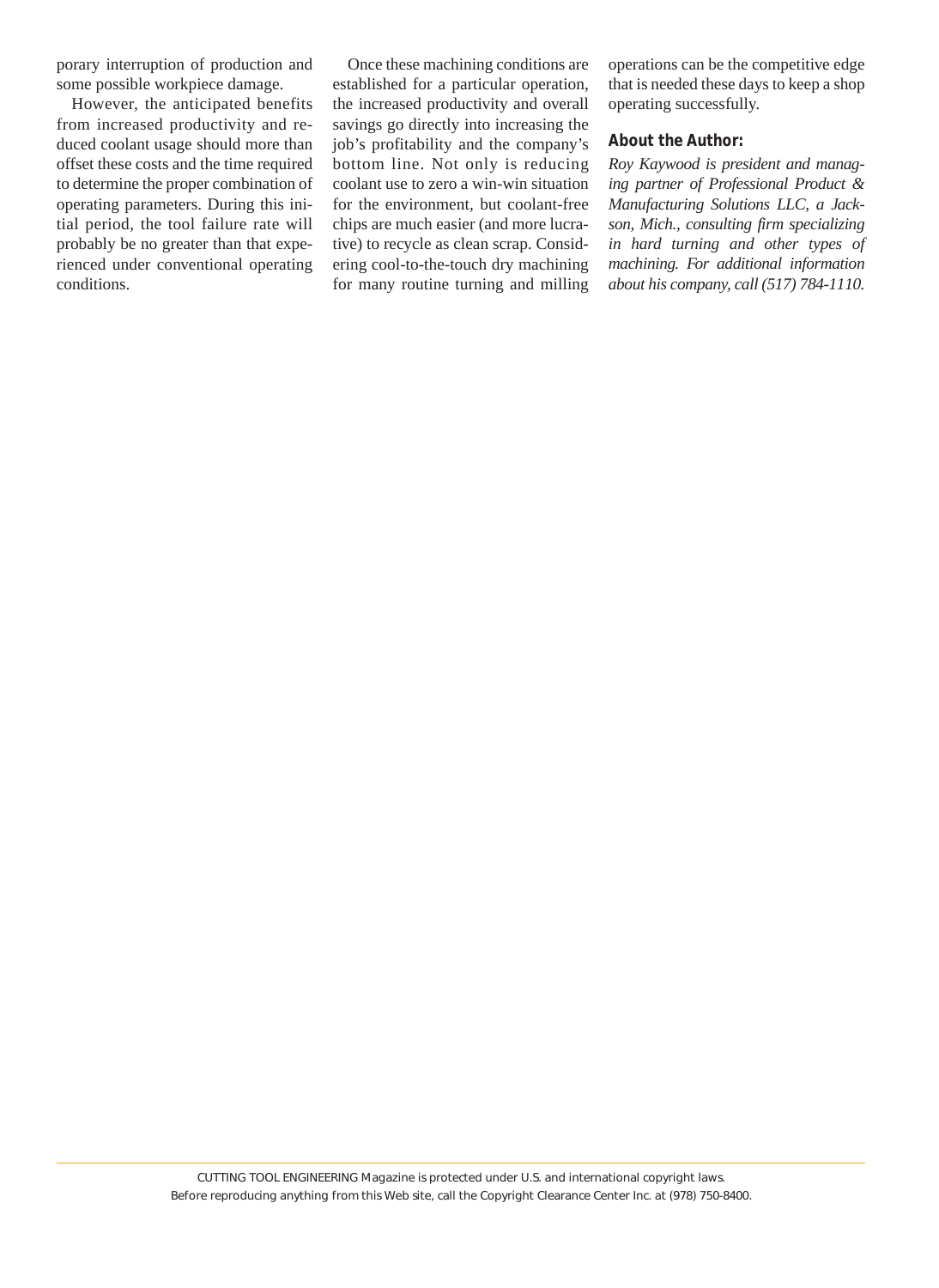porary interruption of production and some possible workpiece damage.

However, the anticipated benefits from increased productivity and reduced coolant usage should more than offset these costs and the time required to determine the proper combination of operating parameters. During this initial period, the tool failure rate will probably be no greater than that experienced under conventional operating conditions.

Once these machining conditions are established for a particular operation, the increased productivity and overall savings go directly into increasing the job's profitability and the company's bottom line. Not only is reducing coolant use to zero a win-win situation for the environment, but coolant-free chips are much easier (and more lucrative) to recycle as clean scrap. Considering cool-to-the-touch dry machining for many routine turning and milling operations can be the competitive edge that is needed these days to keep a shop operating successfully.

### About the Author:

*Roy Kaywood is president and managing partner of Professional Product & Manufacturing Solutions LLC, a Jackson, Mich., consulting firm specializing in hard turning and other types of machining. For additional information about his company, call (517) 784-1110.*

CUTTING TOOL ENGINEERING Magazine is protected under U.S. and international copyright laws.
Before reproducing anything from this Web site, call the Copyright Clearance Center Inc. at (978) 750-8400.